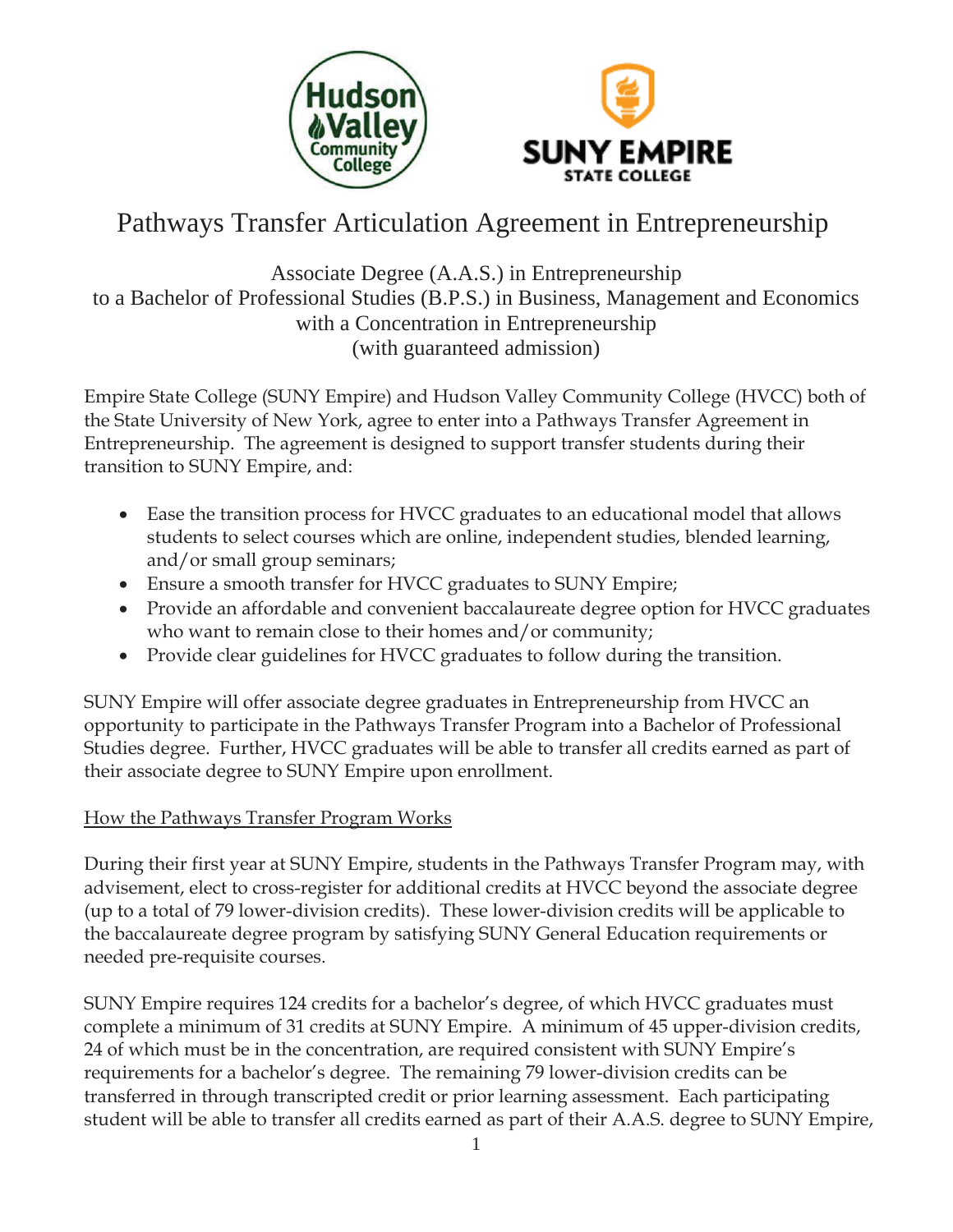# Pathways Transfer Articulation Agreement in Entrepreneurship

Associate Degree (A.A.S.) in Entrepreneurship
to a Bachelor of Professional Studies (B.P.S.) in Business, Management and Economics
with a Concentration in Entrepreneurship
(with guaranteed admission)

Empire State College (SUNY Empire) and Hudson Valley Community College (HVCC) both of the State University of New York, agree to enter into a Pathways Transfer Agreement in Entrepreneurship. The agreement is designed to support transfer students during their transition to SUNY Empire, and:

- Ease the transition process for HVCC graduates to an educational model that allows students to select courses which are online, independent studies, blended learning, and/or small group seminars;
- Ensure a smooth transfer for HVCC graduates to SUNY Empire;
- Provide an affordable and convenient baccalaureate degree option for HVCC graduates who want to remain close to their homes and/or community;
- Provide clear guidelines for HVCC graduates to follow during the transition.

SUNY Empire will offer associate degree graduates in Entrepreneurship from HVCC an opportunity to participate in the Pathways Transfer Program into a Bachelor of Professional Studies degree. Further, HVCC graduates will be able to transfer all credits earned as part of their associate degree to SUNY Empire upon enrollment.

## How the Pathways Transfer Program Works

During their first year at SUNY Empire, students in the Pathways Transfer Program may, with advisement, elect to cross-register for additional credits at HVCC beyond the associate degree (up to a total of 79 lower-division credits). These lower-division credits will be applicable to the baccalaureate degree program by satisfying SUNY General Education requirements or needed pre-requisite courses.

SUNY Empire requires 124 credits for a bachelor's degree, of which HVCC graduates must complete a minimum of 31 credits at SUNY Empire. A minimum of 45 upper-division credits, 24 of which must be in the concentration, are required consistent with SUNY Empire's requirements for a bachelor's degree. The remaining 79 lower-division credits can be transferred in through transcripted credit or prior learning assessment. Each participating student will be able to transfer all credits earned as part of their A.A.S. degree to SUNY Empire,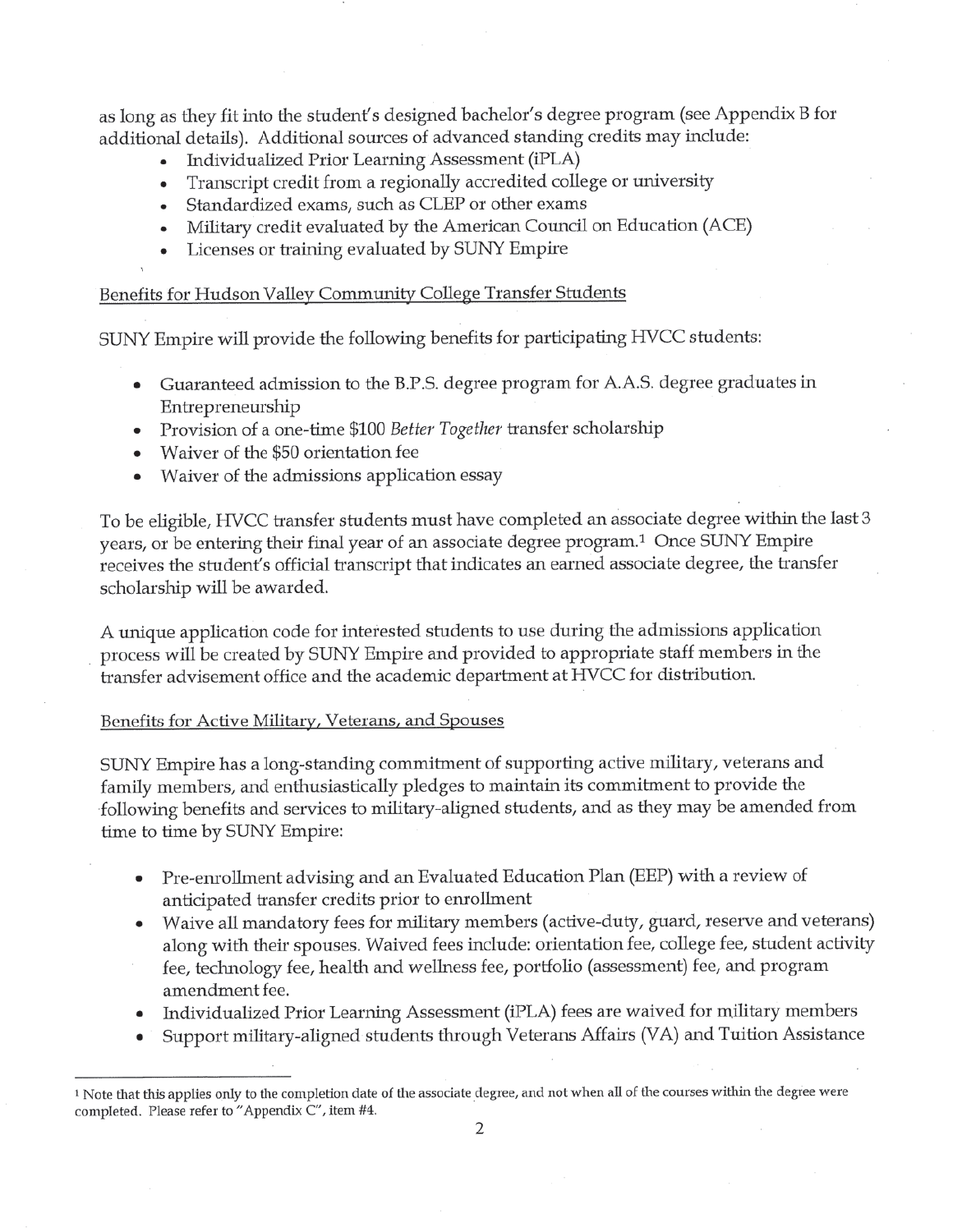as long as they fit into the student's designed bachelor's degree program (see Appendix B for additional details). Additional sources of advanced standing credits may include:

- Individualized Prior Learning Assessment (iPLA)
- Transcript credit from a regionally accredited college or university
- Standardized exams, such as CLEP or other exams
- Military credit evaluated by the American Council on Education (ACE)
- Licenses or training evaluated by SUNY Empire

## Benefits for Hudson Valley Community College Transfer Students

SUNY Empire will provide the following benefits for participating HVCC students:

- Guaranteed admission to the B.P.S. degree program for A.A.S. degree graduates in Entrepreneurship
- Provision of a one-time $100 *Better Together* transfer scholarship
- Waiver of the $50 orientation fee
- Waiver of the admissions application essay

To be eligible, HVCC transfer students must have completed an associate degree within the last 3 years, or be entering their final year of an associate degree program.[1] Once SUNY Empire receives the student's official transcript that indicates an earned associate degree, the transfer scholarship will be awarded.

A unique application code for interested students to use during the admissions application process will be created by SUNY Empire and provided to appropriate staff members in the transfer advisement office and the academic department at HVCC for distribution.

## Benefits for Active Military, Veterans, and Spouses

SUNY Empire has a long-standing commitment of supporting active military, veterans and family members, and enthusiastically pledges to maintain its commitment to provide the following benefits and services to military-aligned students, and as they may be amended from time to time by SUNY Empire:

- Pre-enrollment advising and an Evaluated Education Plan (EEP) with a review of anticipated transfer credits prior to enrollment
- Waive all mandatory fees for military members (active-duty, guard, reserve and veterans) along with their spouses. Waived fees include: orientation fee, college fee, student activity fee, technology fee, health and wellness fee, portfolio (assessment) fee, and program amendment fee.
- Individualized Prior Learning Assessment (iPLA) fees are waived for military members
- Support military-aligned students through Veterans Affairs (VA) and Tuition Assistance

---

[1] Note that this applies only to the completion date of the associate degree, and not when all of the courses within the degree were completed. Please refer to "Appendix C", item #4.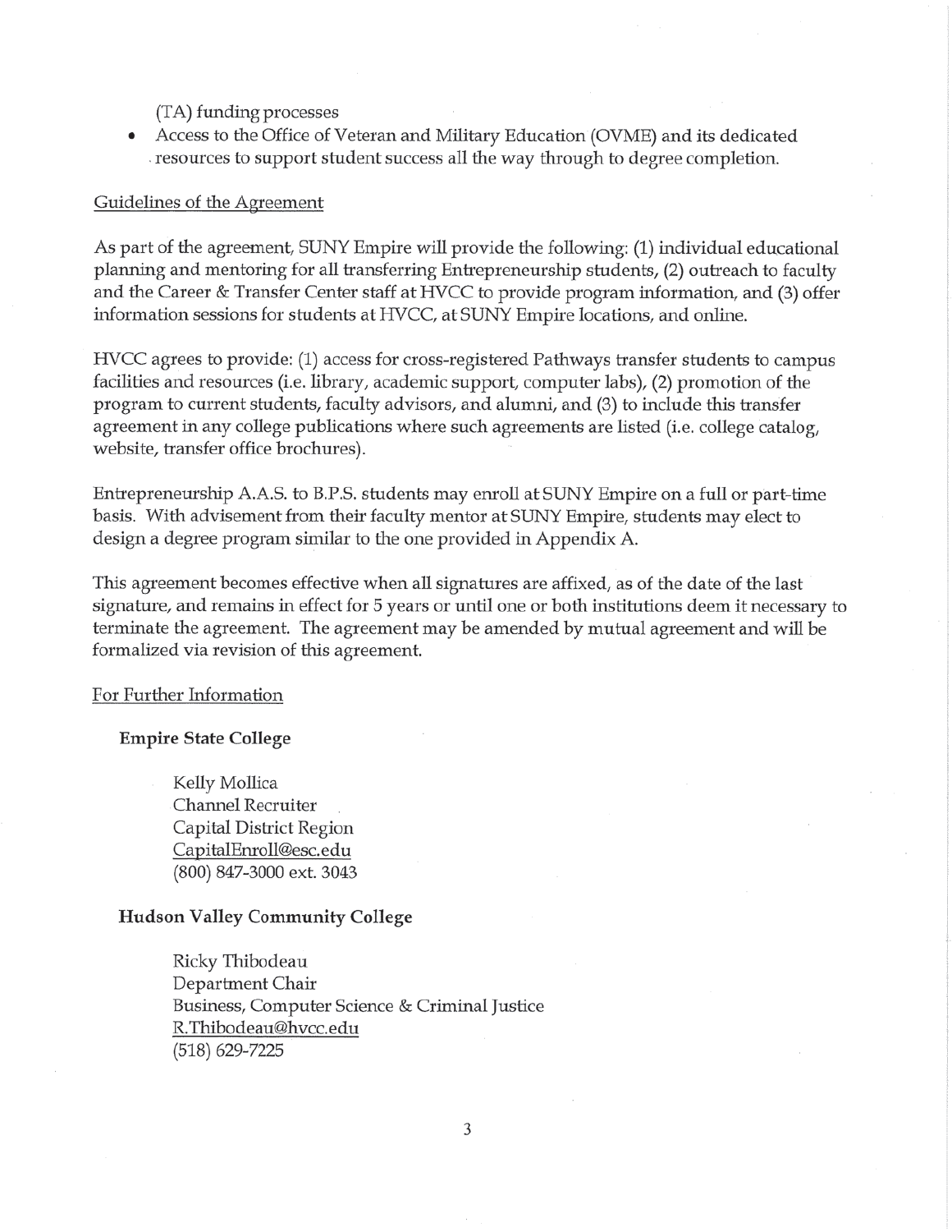(TA) funding processes

- Access to the Office of Veteran and Military Education (OVME) and its dedicated resources to support student success all the way through to degree completion.

Guidelines of the Agreement

As part of the agreement, SUNY Empire will provide the following: (1) individual educational planning and mentoring for all transferring Entrepreneurship students, (2) outreach to faculty and the Career & Transfer Center staff at HVCC to provide program information, and (3) offer information sessions for students at HVCC, at SUNY Empire locations, and online.

HVCC agrees to provide: (1) access for cross-registered Pathways transfer students to campus facilities and resources (i.e. library, academic support, computer labs), (2) promotion of the program to current students, faculty advisors, and alumni, and (3) to include this transfer agreement in any college publications where such agreements are listed (i.e. college catalog, website, transfer office brochures).

Entrepreneurship A.A.S. to B.P.S. students may enroll at SUNY Empire on a full or part-time basis. With advisement from their faculty mentor at SUNY Empire, students may elect to design a degree program similar to the one provided in Appendix A.

This agreement becomes effective when all signatures are affixed, as of the date of the last signature, and remains in effect for 5 years or until one or both institutions deem it necessary to terminate the agreement. The agreement may be amended by mutual agreement and will be formalized via revision of this agreement.

For Further Information

**Empire State College**

Kelly Mollica
Channel Recruiter
Capital District Region
CapitalEnroll@esc.edu
(800) 847-3000 ext. 3043

**Hudson Valley Community College**

Ricky Thibodeau
Department Chair
Business, Computer Science & Criminal Justice
R.Thibodeau@hvcc.edu
(518) 629-7225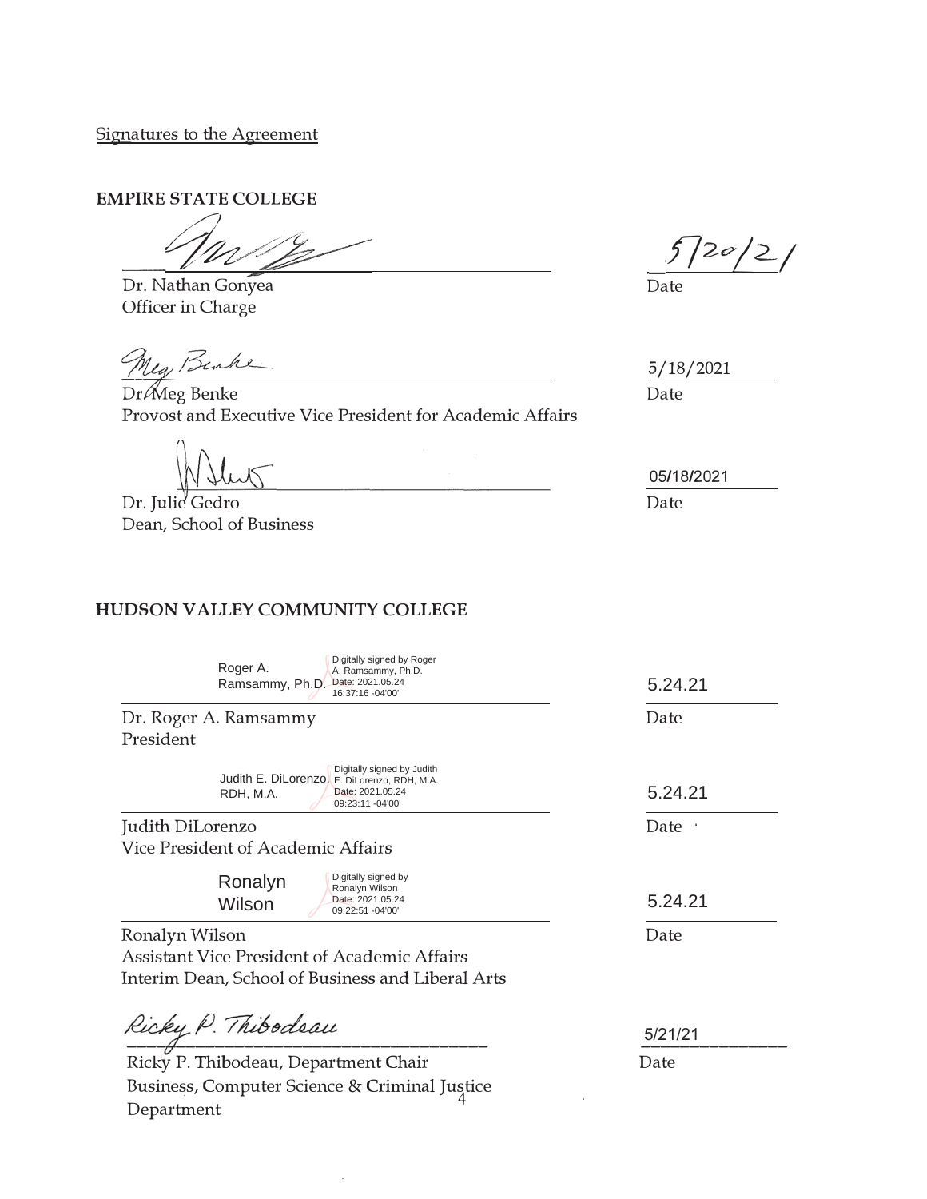Signatures to the Agreement

**EMPIRE STATE COLLEGE**

Dr. Nathan Gonyea
Officer in Charge

Date: 5/20/21

Dr. Meg Benke
Provost and Executive Vice President for Academic Affairs

Date: 5/18/2021

Dr. Julie Gedro
Dean, School of Business

Date: 05/18/2021

**HUDSON VALLEY COMMUNITY COLLEGE**

Roger A. Ramsammy, Ph.D. — Digitally signed by Roger A. Ramsammy, Ph.D. Date: 2021.05.24 16:37:16 -04'00'

Dr. Roger A. Ramsammy
President

Date: 5.24.21

Judith E. DiLorenzo, RDH, M.A. — Digitally signed by Judith E. DiLorenzo, RDH, M.A. Date: 2021.05.24 09:23:11 -04'00'

Judith DiLorenzo
Vice President of Academic Affairs

Date: 5.24.21

Ronalyn Wilson — Digitally signed by Ronalyn Wilson Date: 2021.05.24 09:22:51 -04'00'

Ronalyn Wilson
Assistant Vice President of Academic Affairs
Interim Dean, School of Business and Liberal Arts

Date: 5.24.21

Ricky P. Thibodeau

Ricky P. Thibodeau, Department Chair
Business, Computer Science & Criminal Justice Department

Date: 5/21/21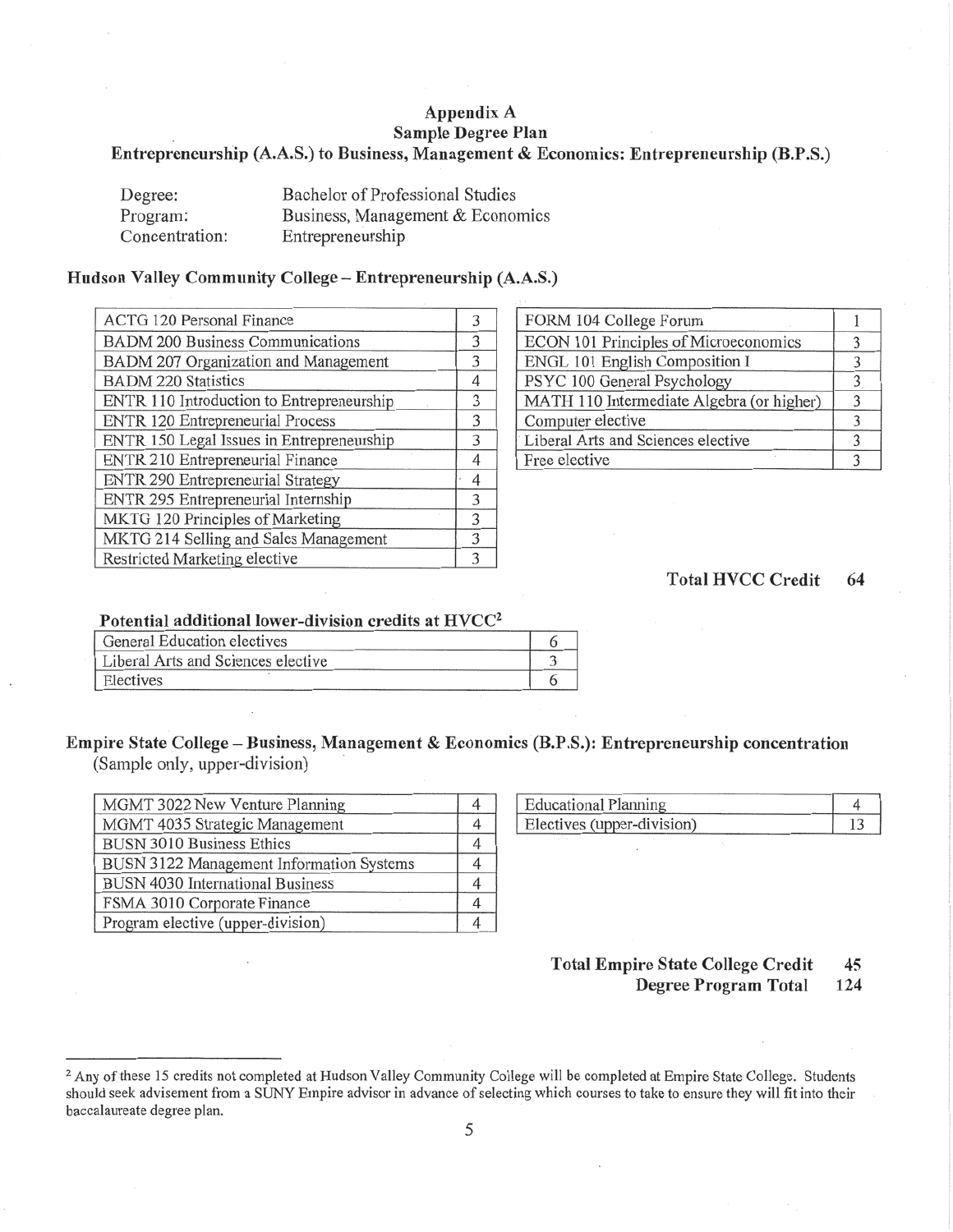# Appendix A
## Sample Degree Plan
### Entrepreneurship (A.A.S.) to Business, Management & Economics: Entrepreneurship (B.P.S.)

| | |
|---|---|
| Degree: | Bachelor of Professional Studies |
| Program: | Business, Management & Economics |
| Concentration: | Entrepreneurship |

### Hudson Valley Community College – Entrepreneurship (A.A.S.)

| Course | Credits |
|---|---|
| ACTG 120 Personal Finance | 3 |
| BADM 200 Business Communications | 3 |
| BADM 207 Organization and Management | 3 |
| BADM 220 Statistics | 4 |
| ENTR 110 Introduction to Entrepreneurship | 3 |
| ENTR 120 Entrepreneurial Process | 3 |
| ENTR 150 Legal Issues in Entrepreneurship | 3 |
| ENTR 210 Entrepreneurial Finance | 4 |
| ENTR 290 Entrepreneurial Strategy | 4 |
| ENTR 295 Entrepreneurial Internship | 3 |
| MKTG 120 Principles of Marketing | 3 |
| MKTG 214 Selling and Sales Management | 3 |
| Restricted Marketing elective | 3 |

| Course | Credits |
|---|---|
| FORM 104 College Forum | 1 |
| ECON 101 Principles of Microeconomics | 3 |
| ENGL 101 English Composition I | 3 |
| PSYC 100 General Psychology | 3 |
| MATH 110 Intermediate Algebra (or higher) | 3 |
| Computer elective | 3 |
| Liberal Arts and Sciences elective | 3 |
| Free elective | 3 |

**Total HVCC Credit 64**

#### Potential additional lower-division credits at HVCC[2]

| Course | Credits |
|---|---|
| General Education electives | 6 |
| Liberal Arts and Sciences elective | 3 |
| Electives | 6 |

### Empire State College – Business, Management & Economics (B.P.S.): Entrepreneurship concentration
(Sample only, upper-division)

| Course | Credits |
|---|---|
| MGMT 3022 New Venture Planning | 4 |
| MGMT 4035 Strategic Management | 4 |
| BUSN 3010 Business Ethics | 4 |
| BUSN 3122 Management Information Systems | 4 |
| BUSN 4030 International Business | 4 |
| FSMA 3010 Corporate Finance | 4 |
| Program elective (upper-division) | 4 |

| Course | Credits |
|---|---|
| Educational Planning | 4 |
| Electives (upper-division) | 13 |

**Total Empire State College Credit 45**

**Degree Program Total 124**

---

[2] Any of these 15 credits not completed at Hudson Valley Community College will be completed at Empire State College. Students should seek advisement from a SUNY Empire advisor in advance of selecting which courses to take to ensure they will fit into their baccalaureate degree plan.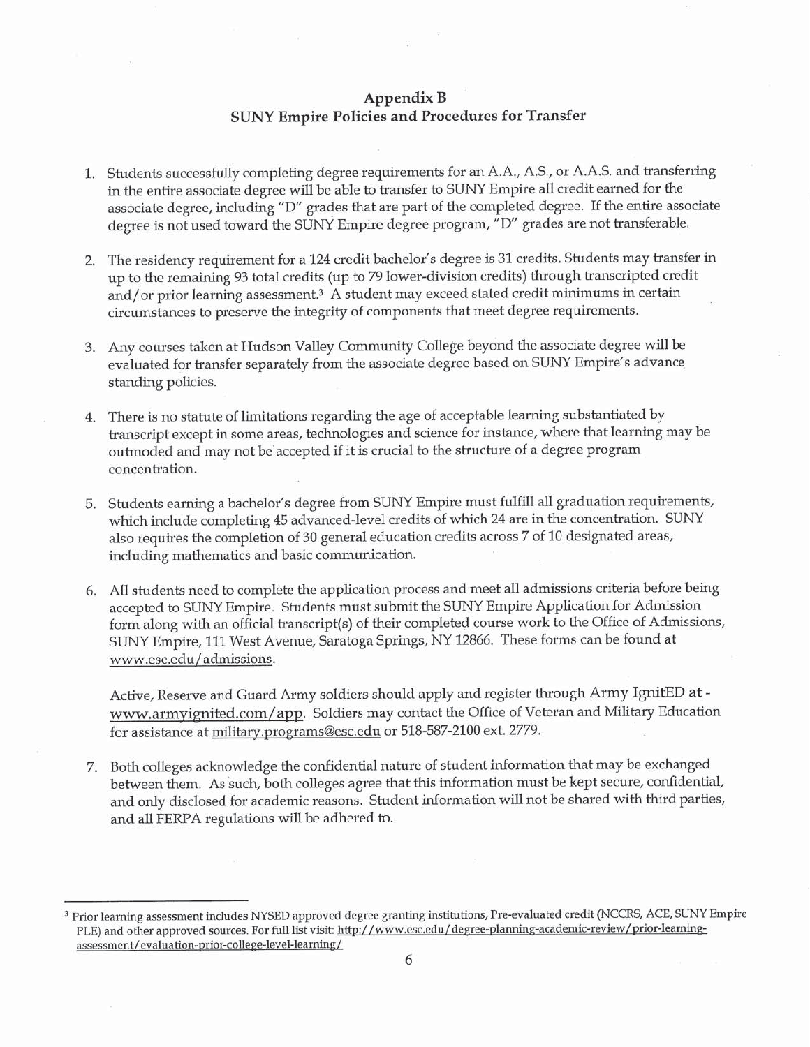## Appendix B
## SUNY Empire Policies and Procedures for Transfer

1. Students successfully completing degree requirements for an A.A., A.S., or A.A.S. and transferring in the entire associate degree will be able to transfer to SUNY Empire all credit earned for the associate degree, including "D" grades that are part of the completed degree. If the entire associate degree is not used toward the SUNY Empire degree program, "D" grades are not transferable.

2. The residency requirement for a 124 credit bachelor's degree is 31 credits. Students may transfer in up to the remaining 93 total credits (up to 79 lower-division credits) through transcripted credit and/or prior learning assessment.[3] A student may exceed stated credit minimums in certain circumstances to preserve the integrity of components that meet degree requirements.

3. Any courses taken at Hudson Valley Community College beyond the associate degree will be evaluated for transfer separately from the associate degree based on SUNY Empire's advance standing policies.

4. There is no statute of limitations regarding the age of acceptable learning substantiated by transcript except in some areas, technologies and science for instance, where that learning may be outmoded and may not be accepted if it is crucial to the structure of a degree program concentration.

5. Students earning a bachelor's degree from SUNY Empire must fulfill all graduation requirements, which include completing 45 advanced-level credits of which 24 are in the concentration. SUNY also requires the completion of 30 general education credits across 7 of 10 designated areas, including mathematics and basic communication.

6. All students need to complete the application process and meet all admissions criteria before being accepted to SUNY Empire. Students must submit the SUNY Empire Application for Admission form along with an official transcript(s) of their completed course work to the Office of Admissions, SUNY Empire, 111 West Avenue, Saratoga Springs, NY 12866. These forms can be found at www.esc.edu/admissions.

   Active, Reserve and Guard Army soldiers should apply and register through Army IgnitED at - www.armyignited.com/app. Soldiers may contact the Office of Veteran and Military Education for assistance at military.programs@esc.edu or 518-587-2100 ext. 2779.

7. Both colleges acknowledge the confidential nature of student information that may be exchanged between them. As such, both colleges agree that this information must be kept secure, confidential, and only disclosed for academic reasons. Student information will not be shared with third parties, and all FERPA regulations will be adhered to.

---

[3] Prior learning assessment includes NYSED approved degree granting institutions, Pre-evaluated credit (NCCRS, ACE, SUNY Empire PLE) and other approved sources. For full list visit: http://www.esc.edu/degree-planning-academic-review/prior-learning-assessment/evaluation-prior-college-level-learning/